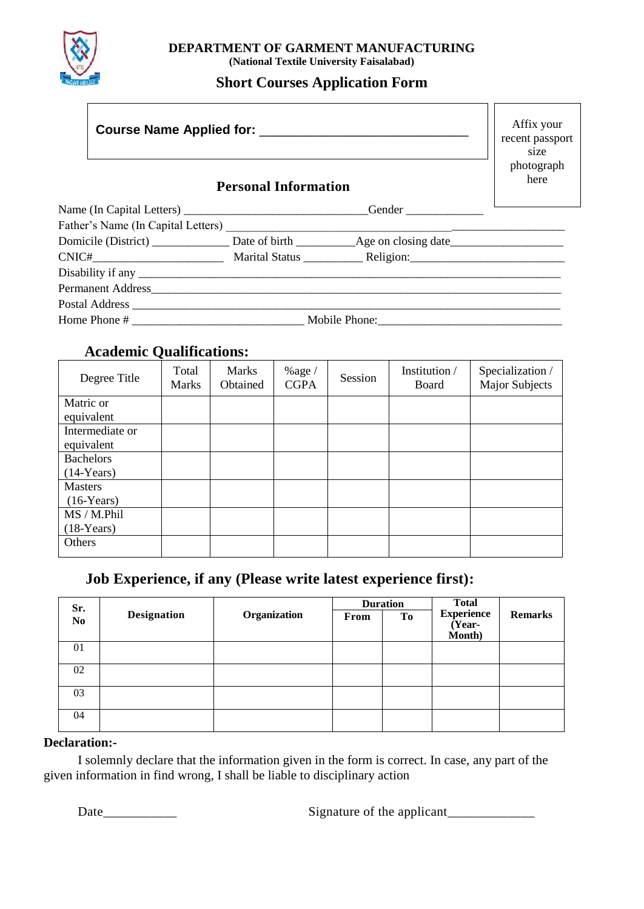**DEPARTMENT OF GARMENT MANUFACTURING**

**(National Textile University Faisalabad)**

## Short Courses Application Form

**Course Name Applied for:** ______________________________

Affix your recent passport size photograph here

### Personal Information

Name (In Capital Letters) ______________________________ Gender _____________

Father's Name (In Capital Letters) ______________________________________________________

Domicile (District) _____________ Date of birth __________ Age on closing date___________________

CNIC#______________________ Marital Status __________ Religion:__________________________

Disability if any ___________________________________________________________________________

Permanent Address__________________________________________________________________________

Postal Address _____________________________________________________________________________

Home Phone # _____________________________ Mobile Phone:_______________________________

### Academic Qualifications:

| Degree Title | Total Marks | Marks Obtained | %age / CGPA | Session | Institution / Board | Specialization / Major Subjects |
|---|---|---|---|---|---|---|
| Matric or equivalent | | | | | | |
| Intermediate or equivalent | | | | | | |
| Bachelors (14-Years) | | | | | | |
| Masters (16-Years) | | | | | | |
| MS / M.Phil (18-Years) | | | | | | |
| Others | | | | | | |

### Job Experience, if any (Please write latest experience first):

| Sr. No | Designation | Organization | Duration | | Total Experience (Year-Month) | Remarks |
|---|---|---|---|---|---|---|
| | | | From | To | | |
| 01 | | | | | | |
| 02 | | | | | | |
| 03 | | | | | | |
| 04 | | | | | | |

**Declaration:-**

I solemnly declare that the information given in the form is correct. In case, any part of the given information in find wrong, I shall be liable to disciplinary action

Date___________ Signature of the applicant_____________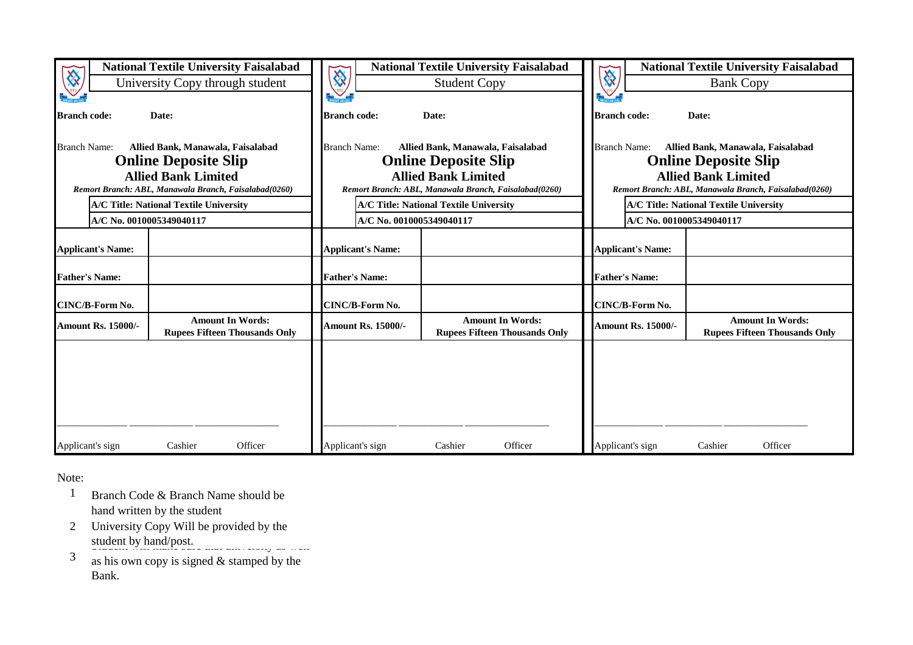## National Textile University Faisalabad

### University Copy through student

**Branch code:** **Date:**

Branch Name: **Allied Bank, Manawala, Faisalabad**

## Online Deposite Slip

### Allied Bank Limited

***Remort Branch: ABL, Manawala Branch, Faisalabad(0260)***

**A/C Title: National Textile University**

**A/C No. 0010005349040117**

| | |
|---|---|
| **Applicant's Name:** | |
| **Father's Name:** | |
| **CINC/B-Form No.** | |
| **Amount Rs. 15000/-** | **Amount In Words: Rupees Fifteen Thousands Only** |

Applicant's sign Cashier Officer

## National Textile University Faisalabad

### Student Copy

**Branch code:** **Date:**

Branch Name: **Allied Bank, Manawala, Faisalabad**

## Online Deposite Slip

### Allied Bank Limited

***Remort Branch: ABL, Manawala Branch, Faisalabad(0260)***

**A/C Title: National Textile University**

**A/C No. 0010005349040117**

| | |
|---|---|
| **Applicant's Name:** | |
| **Father's Name:** | |
| **CINC/B-Form No.** | |
| **Amount Rs. 15000/-** | **Amount In Words: Rupees Fifteen Thousands Only** |

Applicant's sign Cashier Officer

## National Textile University Faisalabad

### Bank Copy

**Branch code:** **Date:**

Branch Name: **Allied Bank, Manawala, Faisalabad**

## Online Deposite Slip

### Allied Bank Limited

***Remort Branch: ABL, Manawala Branch, Faisalabad(0260)***

**A/C Title: National Textile University**

**A/C No. 0010005349040117**

| | |
|---|---|
| **Applicant's Name:** | |
| **Father's Name:** | |
| **CINC/B-Form No.** | |
| **Amount Rs. 15000/-** | **Amount In Words: Rupees Fifteen Thousands Only** |

Applicant's sign Cashier Officer

Note:

1. Branch Code & Branch Name should be hand written by the student
2. University Copy Will be provided by the student by hand/post.
3. Student will make sure that university as well as his own copy is signed & stamped by the Bank.